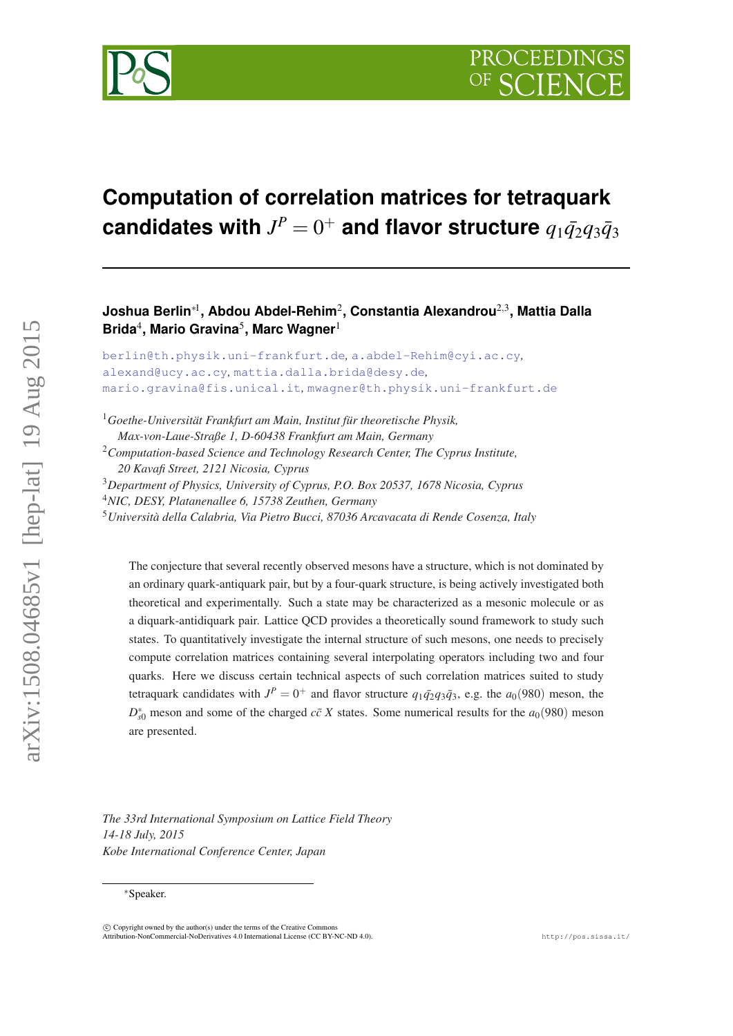# Computation of correlation matrices for tetraquark candidates with $J^P = 0^+$ and flavor structure $q_1\bar{q}_2q_3\bar{q}_3$

**Joshua Berlin**[*1], **Abdou Abdel-Rehim**[2], **Constantia Alexandrou**[2,3], **Mattia Dalla Brida**[4], **Mario Gravina**[5], **Marc Wagner**[1]

berlin@th.physik.uni-frankfurt.de, a.abdel-Rehim@cyi.ac.cy, alexand@ucy.ac.cy, mattia.dalla.brida@desy.de, mario.gravina@fis.unical.it, mwagner@th.physik.uni-frankfurt.de

[1]*Goethe-Universität Frankfurt am Main, Institut für theoretische Physik, Max-von-Laue-Straße 1, D-60438 Frankfurt am Main, Germany*
[2]*Computation-based Science and Technology Research Center, The Cyprus Institute, 20 Kavafi Street, 2121 Nicosia, Cyprus*
[3]*Department of Physics, University of Cyprus, P.O. Box 20537, 1678 Nicosia, Cyprus*
[4]*NIC, DESY, Platanenallee 6, 15738 Zeuthen, Germany*
[5]*Università della Calabria, Via Pietro Bucci, 87036 Arcavacata di Rende Cosenza, Italy*

The conjecture that several recently observed mesons have a structure, which is not dominated by an ordinary quark-antiquark pair, but by a four-quark structure, is being actively investigated both theoretical and experimentally. Such a state may be characterized as a mesonic molecule or as a diquark-antidiquark pair. Lattice QCD provides a theoretically sound framework to study such states. To quantitatively investigate the internal structure of such mesons, one needs to precisely compute correlation matrices containing several interpolating operators including two and four quarks. Here we discuss certain technical aspects of such correlation matrices suited to study tetraquark candidates with $J^P = 0^+$ and flavor structure $q_1\bar{q}_2q_3\bar{q}_3$, e.g. the $a_0(980)$ meson, the $D_{s0}^*$ meson and some of the charged $c\bar{c}$ $X$ states. Some numerical results for the $a_0(980)$ meson are presented.

*The 33rd International Symposium on Lattice Field Theory*
*14-18 July, 2015*
*Kobe International Conference Center, Japan*

[*]Speaker.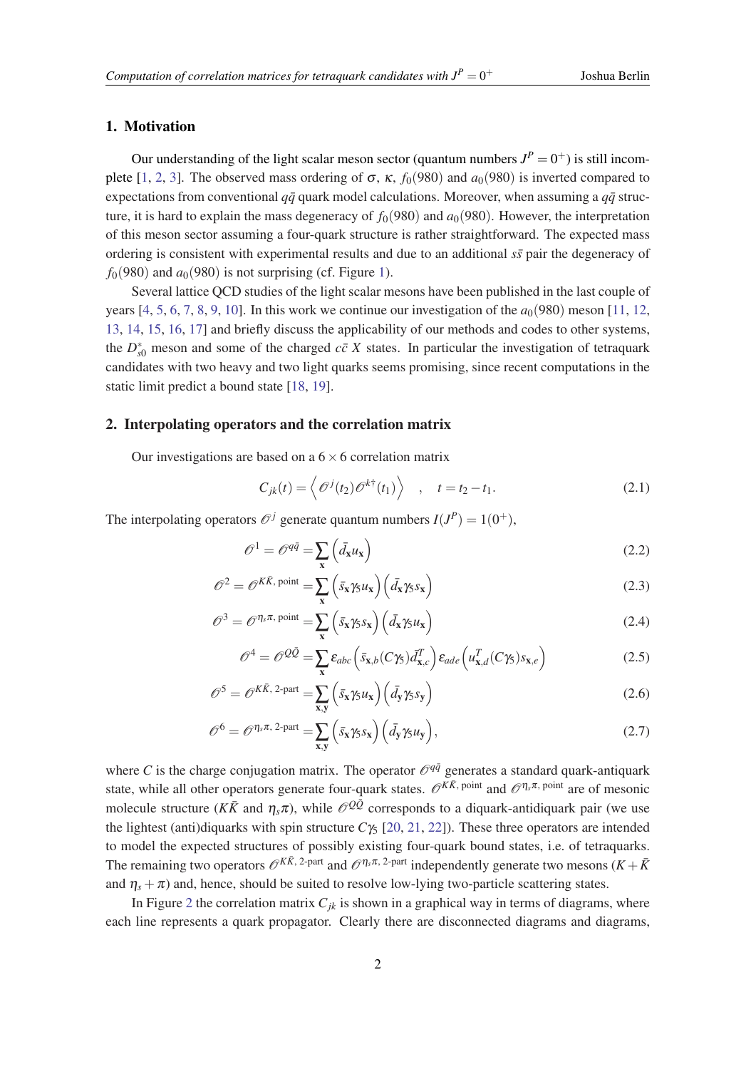## 1. Motivation

Our understanding of the light scalar meson sector (quantum numbers $J^P = 0^+$) is still incomplete [1, 2, 3]. The observed mass ordering of $\sigma$, $\kappa$, $f_0(980)$ and $a_0(980)$ is inverted compared to expectations from conventional $q\bar{q}$ quark model calculations. Moreover, when assuming a $q\bar{q}$ structure, it is hard to explain the mass degeneracy of $f_0(980)$ and $a_0(980)$. However, the interpretation of this meson sector assuming a four-quark structure is rather straightforward. The expected mass ordering is consistent with experimental results and due to an additional $s\bar{s}$ pair the degeneracy of $f_0(980)$ and $a_0(980)$ is not surprising (cf. Figure 1).

Several lattice QCD studies of the light scalar mesons have been published in the last couple of years [4, 5, 6, 7, 8, 9, 10]. In this work we continue our investigation of the $a_0(980)$ meson [11, 12, 13, 14, 15, 16, 17] and briefly discuss the applicability of our methods and codes to other systems, the $D_{s0}^*$ meson and some of the charged $c\bar{c}\,X$ states. In particular the investigation of tetraquark candidates with two heavy and two light quarks seems promising, since recent computations in the static limit predict a bound state [18, 19].

## 2. Interpolating operators and the correlation matrix

Our investigations are based on a $6 \times 6$ correlation matrix

$$C_{jk}(t) = \left\langle \mathcal{O}^j(t_2)\mathcal{O}^{k\dagger}(t_1) \right\rangle \quad , \quad t = t_2 - t_1. \tag{2.1}$$

The interpolating operators $\mathcal{O}^j$ generate quantum numbers $I(J^P) = 1(0^+)$,

$$\mathcal{O}^1 = \mathcal{O}^{q\bar{q}} = \sum_{\mathbf{x}} \left(\bar{d}_{\mathbf{x}} u_{\mathbf{x}}\right) \tag{2.2}$$

$$\mathcal{O}^2 = \mathcal{O}^{K\bar{K},\,\text{point}} = \sum_{\mathbf{x}} \left(\bar{s}_{\mathbf{x}}\gamma_5 u_{\mathbf{x}}\right)\left(\bar{d}_{\mathbf{x}}\gamma_5 s_{\mathbf{x}}\right) \tag{2.3}$$

$$\mathcal{O}^3 = \mathcal{O}^{\eta_s\pi,\,\text{point}} = \sum_{\mathbf{x}} \left(\bar{s}_{\mathbf{x}}\gamma_5 s_{\mathbf{x}}\right)\left(\bar{d}_{\mathbf{x}}\gamma_5 u_{\mathbf{x}}\right) \tag{2.4}$$

$$\mathcal{O}^4 = \mathcal{O}^{Q\bar{Q}} = \sum_{\mathbf{x}} \epsilon_{abc}\left(\bar{s}_{\mathbf{x},b}(C\gamma_5)\bar{d}^T_{\mathbf{x},c}\right)\epsilon_{ade}\left(u^T_{\mathbf{x},d}(C\gamma_5)s_{\mathbf{x},e}\right) \tag{2.5}$$

$$\mathcal{O}^5 = \mathcal{O}^{K\bar{K},\,\text{2-part}} = \sum_{\mathbf{x},\mathbf{y}} \left(\bar{s}_{\mathbf{x}}\gamma_5 u_{\mathbf{x}}\right)\left(\bar{d}_{\mathbf{y}}\gamma_5 s_{\mathbf{y}}\right) \tag{2.6}$$

$$\mathcal{O}^6 = \mathcal{O}^{\eta_s\pi,\,\text{2-part}} = \sum_{\mathbf{x},\mathbf{y}} \left(\bar{s}_{\mathbf{x}}\gamma_5 s_{\mathbf{x}}\right)\left(\bar{d}_{\mathbf{y}}\gamma_5 u_{\mathbf{y}}\right), \tag{2.7}$$

where $C$ is the charge conjugation matrix. The operator $\mathcal{O}^{q\bar{q}}$ generates a standard quark-antiquark state, while all other operators generate four-quark states. $\mathcal{O}^{K\bar{K},\,\text{point}}$ and $\mathcal{O}^{\eta_s\pi,\,\text{point}}$ are of mesonic molecule structure ($K\bar{K}$ and $\eta_s\pi$), while $\mathcal{O}^{Q\bar{Q}}$ corresponds to a diquark-antidiquark pair (we use the lightest (anti)diquarks with spin structure $C\gamma_5$ [20, 21, 22]). These three operators are intended to model the expected structures of possibly existing four-quark bound states, i.e. of tetraquarks. The remaining two operators $\mathcal{O}^{K\bar{K},\,\text{2-part}}$ and $\mathcal{O}^{\eta_s\pi,\,\text{2-part}}$ independently generate two mesons ($K + \bar{K}$ and $\eta_s + \pi$) and, hence, should be suited to resolve low-lying two-particle scattering states.

In Figure 2 the correlation matrix $C_{jk}$ is shown in a graphical way in terms of diagrams, where each line represents a quark propagator. Clearly there are disconnected diagrams and diagrams,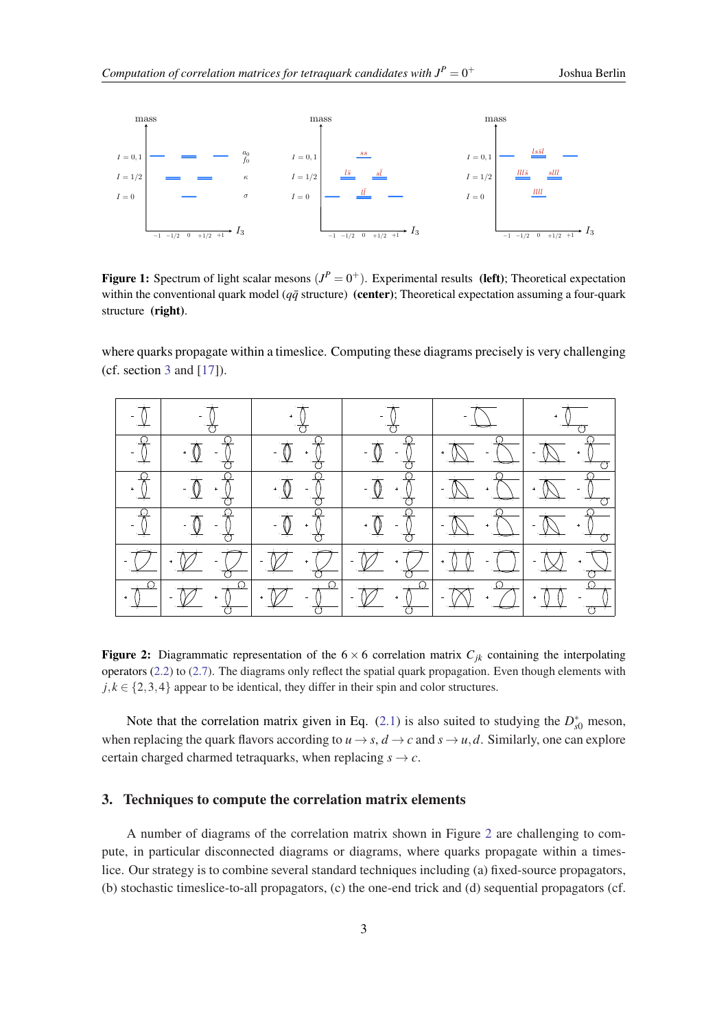**Figure 1:** Spectrum of light scalar mesons ($J^P = 0^+$). Experimental results **(left)**; Theoretical expectation within the conventional quark model ($q\bar{q}$ structure) **(center)**; Theoretical expectation assuming a four-quark structure **(right)**.

where quarks propagate within a timeslice. Computing these diagrams precisely is very challenging (cf. section 3 and [17]).

**Figure 2:** Diagrammatic representation of the $6 \times 6$ correlation matrix $C_{jk}$ containing the interpolating operators (2.2) to (2.7). The diagrams only reflect the spatial quark propagation. Even though elements with $j,k \in \{2,3,4\}$ appear to be identical, they differ in their spin and color structures.

Note that the correlation matrix given in Eq. (2.1) is also suited to studying the $D^*_{s0}$ meson, when replacing the quark flavors according to $u \to s$, $d \to c$ and $s \to u,d$. Similarly, one can explore certain charged charmed tetraquarks, when replacing $s \to c$.

## 3. Techniques to compute the correlation matrix elements

A number of diagrams of the correlation matrix shown in Figure 2 are challenging to compute, in particular disconnected diagrams or diagrams, where quarks propagate within a timeslice. Our strategy is to combine several standard techniques including (a) fixed-source propagators, (b) stochastic timeslice-to-all propagators, (c) the one-end trick and (d) sequential propagators (cf.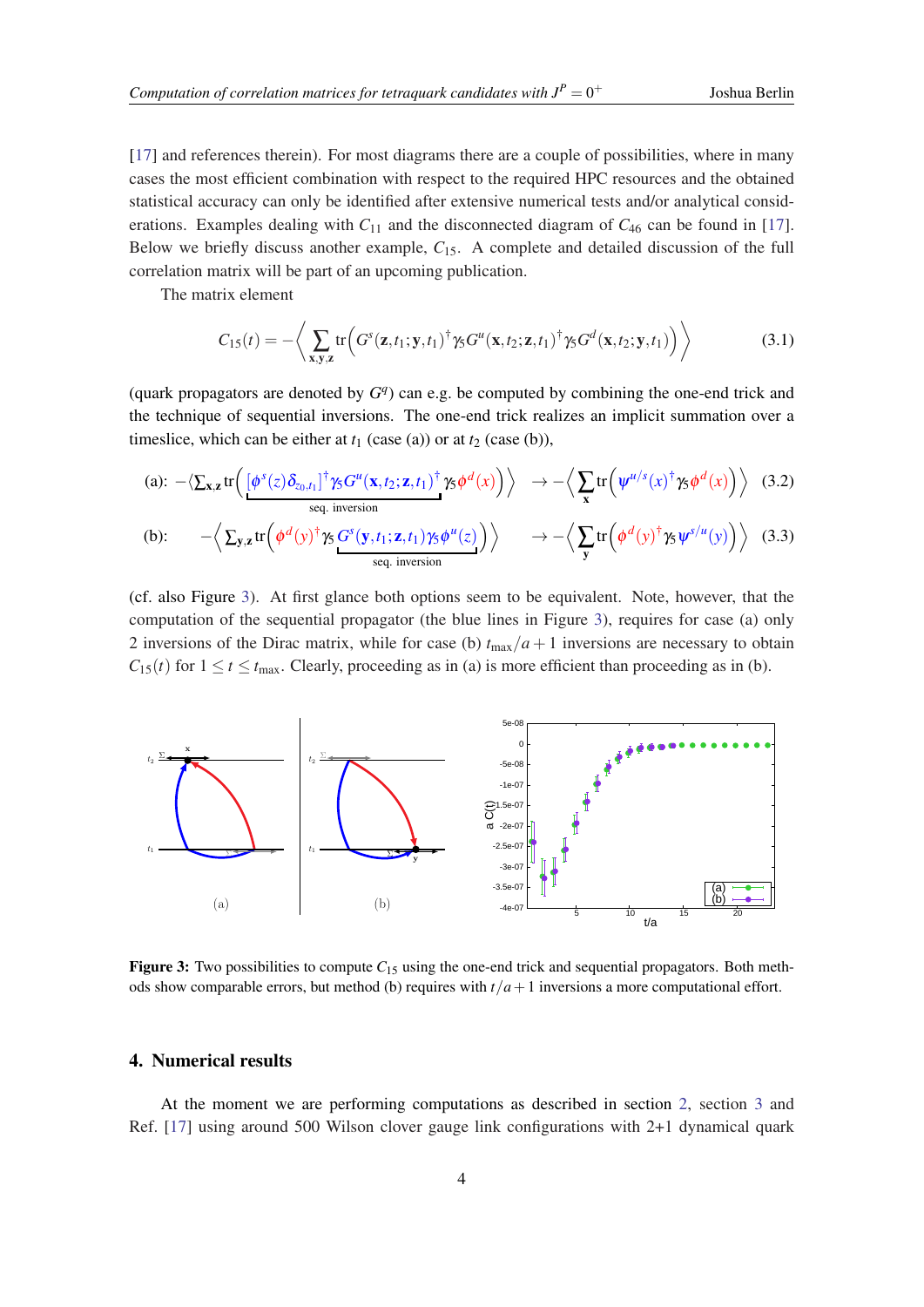[17] and references therein). For most diagrams there are a couple of possibilities, where in many cases the most efficient combination with respect to the required HPC resources and the obtained statistical accuracy can only be identified after extensive numerical tests and/or analytical considerations. Examples dealing with $C_{11}$ and the disconnected diagram of $C_{46}$ can be found in [17]. Below we briefly discuss another example, $C_{15}$. A complete and detailed discussion of the full correlation matrix will be part of an upcoming publication.

The matrix element

$$C_{15}(t) = -\left\langle \sum_{\mathbf{x},\mathbf{y},\mathbf{z}} \mathrm{tr}\Big( G^s(\mathbf{z},t_1;\mathbf{y},t_1)^\dagger \gamma_5 G^u(\mathbf{x},t_2;\mathbf{z},t_1)^\dagger \gamma_5 G^d(\mathbf{x},t_2;\mathbf{y},t_1) \Big) \right\rangle \tag{3.1}$$

(quark propagators are denoted by $G^q$) can e.g. be computed by combining the one-end trick and the technique of sequential inversions. The one-end trick realizes an implicit summation over a timeslice, which can be either at $t_1$ (case (a)) or at $t_2$ (case (b)),

$$\text{(a):}\quad -\Big\langle \sum_{\mathbf{x},\mathbf{z}} \mathrm{tr}\Big( \underbrace{\big[\phi^s(z)\delta_{z_0,t_1}\big]^\dagger \gamma_5 G^u(\mathbf{x},t_2;\mathbf{z},t_1)^\dagger}_{\text{seq. inversion}} \gamma_5 \phi^d(x) \Big) \Big\rangle \;\rightarrow -\left\langle \sum_{\mathbf{x}} \mathrm{tr}\Big( \psi^{u/s}(x)^\dagger \gamma_5 \phi^d(x) \Big) \right\rangle \tag{3.2}$$

$$\text{(b):}\quad -\left\langle \sum_{\mathbf{y},\mathbf{z}} \mathrm{tr}\Big( \phi^d(y)^\dagger \gamma_5 \underbrace{G^s(\mathbf{y},t_1;\mathbf{z},t_1)\gamma_5 \phi^u(z)}_{\text{seq. inversion}} \Big) \right\rangle \;\rightarrow -\left\langle \sum_{\mathbf{y}} \mathrm{tr}\Big( \phi^d(y)^\dagger \gamma_5 \psi^{s/u}(y) \Big) \right\rangle \tag{3.3}$$

(cf. also Figure 3). At first glance both options seem to be equivalent. Note, however, that the computation of the sequential propagator (the blue lines in Figure 3), requires for case (a) only 2 inversions of the Dirac matrix, while for case (b) $t_{\mathrm{max}}/a+1$ inversions are necessary to obtain $C_{15}(t)$ for $1 \leq t \leq t_{\mathrm{max}}$. Clearly, proceeding as in (a) is more efficient than proceeding as in (b).

**Figure 3:** Two possibilities to compute $C_{15}$ using the one-end trick and sequential propagators. Both methods show comparable errors, but method (b) requires with $t/a+1$ inversions a more computational effort.

## 4. Numerical results

At the moment we are performing computations as described in section 2, section 3 and Ref. [17] using around 500 Wilson clover gauge link configurations with 2+1 dynamical quark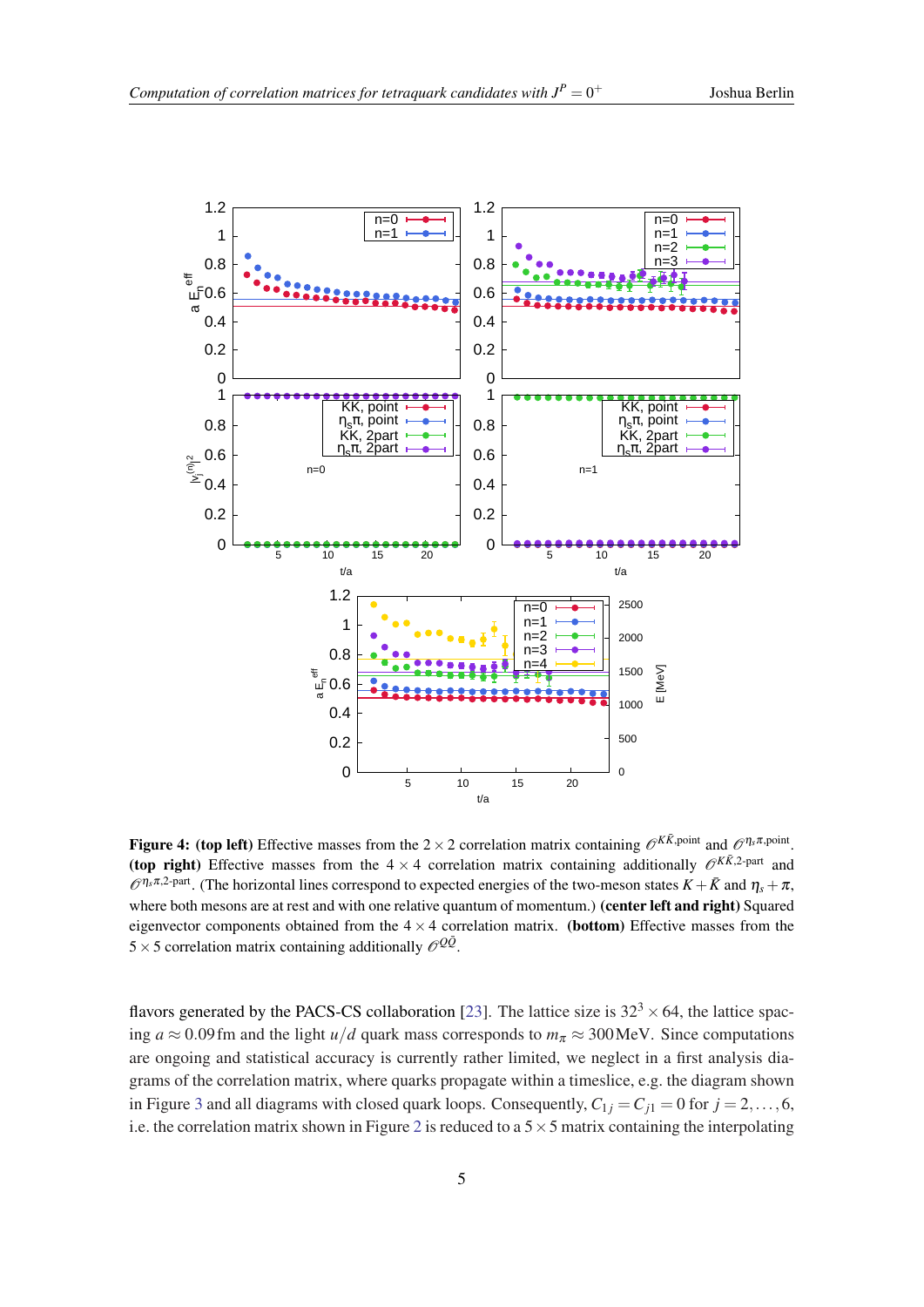**Figure 4:** **(top left)** Effective masses from the $2 \times 2$ correlation matrix containing $\mathcal{O}^{K\bar{K},\text{point}}$ and $\mathcal{O}^{\eta_s\pi,\text{point}}$. **(top right)** Effective masses from the $4 \times 4$ correlation matrix containing additionally $\mathcal{O}^{K\bar{K},\text{2-part}}$ and $\mathcal{O}^{\eta_s\pi,\text{2-part}}$. (The horizontal lines correspond to expected energies of the two-meson states $K + \bar{K}$ and $\eta_s + \pi$, where both mesons are at rest and with one relative quantum of momentum.) **(center left and right)** Squared eigenvector components obtained from the $4 \times 4$ correlation matrix. **(bottom)** Effective masses from the $5 \times 5$ correlation matrix containing additionally $\mathcal{O}^{Q\bar{Q}}$.

flavors generated by the PACS-CS collaboration [23]. The lattice size is $32^3 \times 64$, the lattice spacing $a \approx 0.09\,\text{fm}$ and the light $u/d$ quark mass corresponds to $m_\pi \approx 300\,\text{MeV}$. Since computations are ongoing and statistical accuracy is currently rather limited, we neglect in a first analysis diagrams of the correlation matrix, where quarks propagate within a timeslice, e.g. the diagram shown in Figure 3 and all diagrams with closed quark loops. Consequently, $C_{1j} = C_{j1} = 0$ for $j = 2, \ldots, 6$, i.e. the correlation matrix shown in Figure 2 is reduced to a $5 \times 5$ matrix containing the interpolating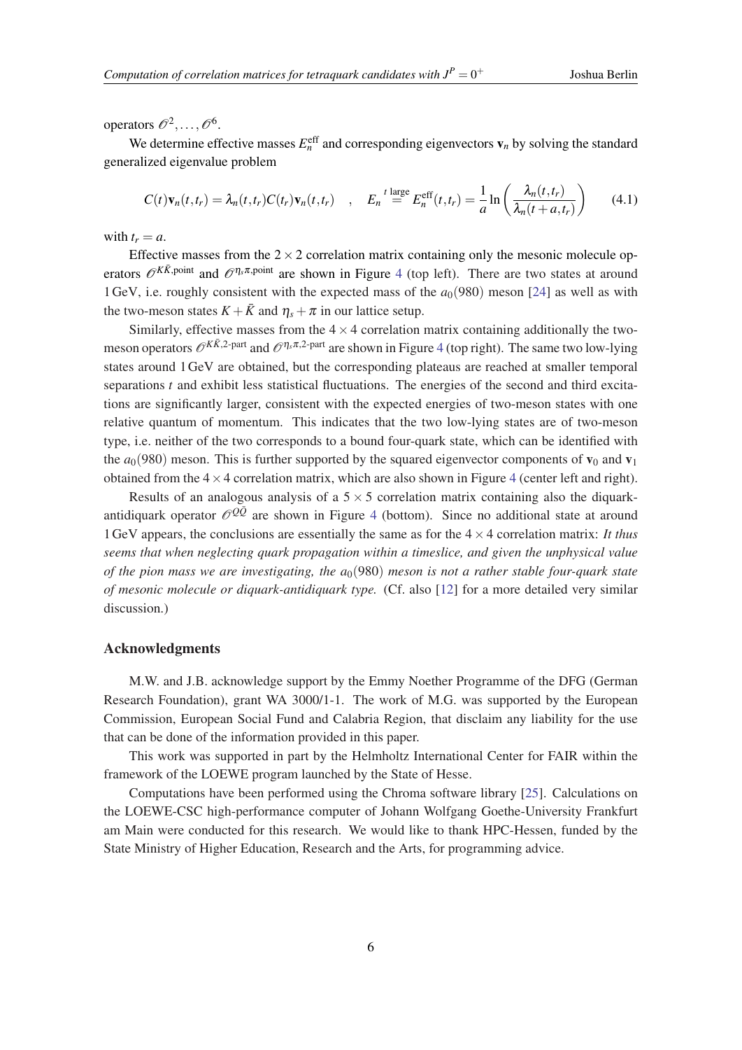operators $\mathcal{O}^2, \ldots, \mathcal{O}^6$.

We determine effective masses $E_n^{\text{eff}}$ and corresponding eigenvectors $\mathbf{v}_n$ by solving the standard generalized eigenvalue problem

$$C(t)\mathbf{v}_n(t,t_r) = \lambda_n(t,t_r)C(t_r)\mathbf{v}_n(t,t_r) \quad , \quad E_n \overset{t \text{ large}}{=} E_n^{\text{eff}}(t,t_r) = \frac{1}{a}\ln\left(\frac{\lambda_n(t,t_r)}{\lambda_n(t+a,t_r)}\right) \tag{4.1}$$

with $t_r = a$.

Effective masses from the $2 \times 2$ correlation matrix containing only the mesonic molecule operators $\mathcal{O}^{K\bar{K},\text{point}}$ and $\mathcal{O}^{\eta_s\pi,\text{point}}$ are shown in Figure 4 (top left). There are two states at around 1 GeV, i.e. roughly consistent with the expected mass of the $a_0(980)$ meson [24] as well as with the two-meson states $K + \bar{K}$ and $\eta_s + \pi$ in our lattice setup.

Similarly, effective masses from the $4 \times 4$ correlation matrix containing additionally the two-meson operators $\mathcal{O}^{K\bar{K},\text{2-part}}$ and $\mathcal{O}^{\eta_s\pi,\text{2-part}}$ are shown in Figure 4 (top right). The same two low-lying states around 1 GeV are obtained, but the corresponding plateaus are reached at smaller temporal separations $t$ and exhibit less statistical fluctuations. The energies of the second and third excitations are significantly larger, consistent with the expected energies of two-meson states with one relative quantum of momentum. This indicates that the two low-lying states are of two-meson type, i.e. neither of the two corresponds to a bound four-quark state, which can be identified with the $a_0(980)$ meson. This is further supported by the squared eigenvector components of $\mathbf{v}_0$ and $\mathbf{v}_1$ obtained from the $4 \times 4$ correlation matrix, which are also shown in Figure 4 (center left and right).

Results of an analogous analysis of a $5 \times 5$ correlation matrix containing also the diquark-antidiquark operator $\mathcal{O}^{Q\bar{Q}}$ are shown in Figure 4 (bottom). Since no additional state at around 1 GeV appears, the conclusions are essentially the same as for the $4 \times 4$ correlation matrix: *It thus seems that when neglecting quark propagation within a timeslice, and given the unphysical value of the pion mass we are investigating, the $a_0(980)$ meson is not a rather stable four-quark state of mesonic molecule or diquark-antidiquark type.* (Cf. also [12] for a more detailed very similar discussion.)

## Acknowledgments

M.W. and J.B. acknowledge support by the Emmy Noether Programme of the DFG (German Research Foundation), grant WA 3000/1-1. The work of M.G. was supported by the European Commission, European Social Fund and Calabria Region, that disclaim any liability for the use that can be done of the information provided in this paper.

This work was supported in part by the Helmholtz International Center for FAIR within the framework of the LOEWE program launched by the State of Hesse.

Computations have been performed using the Chroma software library [25]. Calculations on the LOEWE-CSC high-performance computer of Johann Wolfgang Goethe-University Frankfurt am Main were conducted for this research. We would like to thank HPC-Hessen, funded by the State Ministry of Higher Education, Research and the Arts, for programming advice.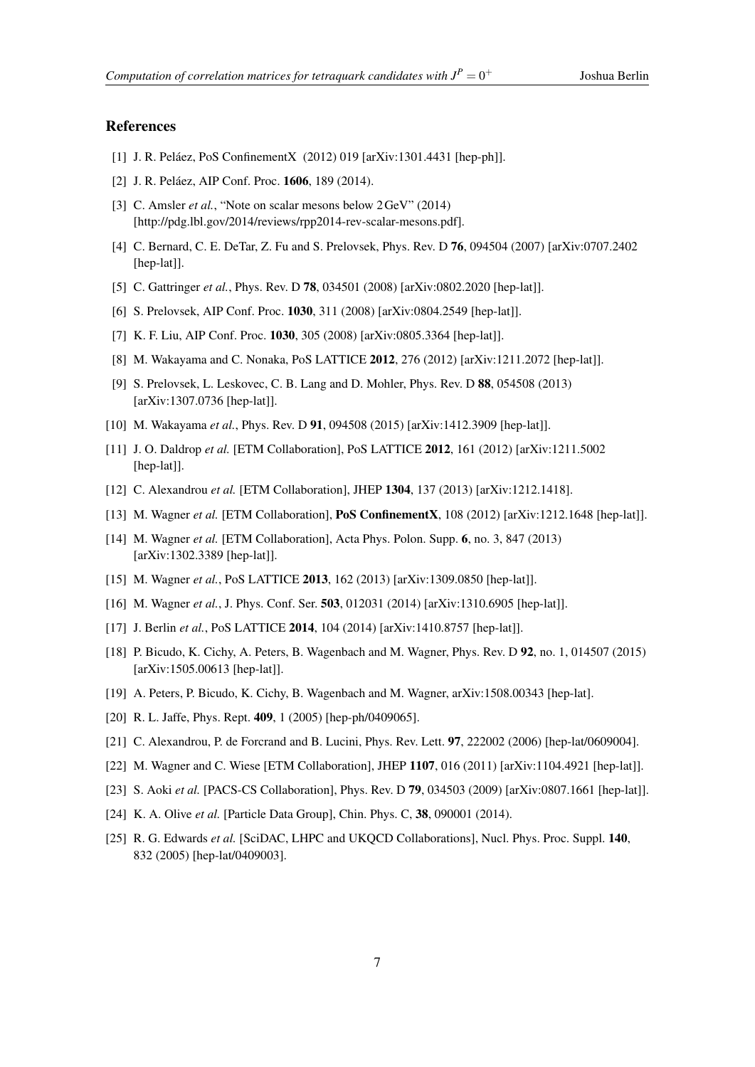## References

[1] J. R. Peláez, PoS ConfinementX (2012) 019 [arXiv:1301.4431 [hep-ph]].

[2] J. R. Peláez, AIP Conf. Proc. **1606**, 189 (2014).

[3] C. Amsler *et al.*, "Note on scalar mesons below 2 GeV" (2014) [http://pdg.lbl.gov/2014/reviews/rpp2014-rev-scalar-mesons.pdf].

[4] C. Bernard, C. E. DeTar, Z. Fu and S. Prelovsek, Phys. Rev. D **76**, 094504 (2007) [arXiv:0707.2402 [hep-lat]].

[5] C. Gattringer *et al.*, Phys. Rev. D **78**, 034501 (2008) [arXiv:0802.2020 [hep-lat]].

[6] S. Prelovsek, AIP Conf. Proc. **1030**, 311 (2008) [arXiv:0804.2549 [hep-lat]].

[7] K. F. Liu, AIP Conf. Proc. **1030**, 305 (2008) [arXiv:0805.3364 [hep-lat]].

[8] M. Wakayama and C. Nonaka, PoS LATTICE **2012**, 276 (2012) [arXiv:1211.2072 [hep-lat]].

[9] S. Prelovsek, L. Leskovec, C. B. Lang and D. Mohler, Phys. Rev. D **88**, 054508 (2013) [arXiv:1307.0736 [hep-lat]].

[10] M. Wakayama *et al.*, Phys. Rev. D **91**, 094508 (2015) [arXiv:1412.3909 [hep-lat]].

[11] J. O. Daldrop *et al.* [ETM Collaboration], PoS LATTICE **2012**, 161 (2012) [arXiv:1211.5002 [hep-lat]].

[12] C. Alexandrou *et al.* [ETM Collaboration], JHEP **1304**, 137 (2013) [arXiv:1212.1418].

[13] M. Wagner *et al.* [ETM Collaboration], **PoS ConfinementX**, 108 (2012) [arXiv:1212.1648 [hep-lat]].

[14] M. Wagner *et al.* [ETM Collaboration], Acta Phys. Polon. Supp. **6**, no. 3, 847 (2013) [arXiv:1302.3389 [hep-lat]].

[15] M. Wagner *et al.*, PoS LATTICE **2013**, 162 (2013) [arXiv:1309.0850 [hep-lat]].

[16] M. Wagner *et al.*, J. Phys. Conf. Ser. **503**, 012031 (2014) [arXiv:1310.6905 [hep-lat]].

[17] J. Berlin *et al.*, PoS LATTICE **2014**, 104 (2014) [arXiv:1410.8757 [hep-lat]].

[18] P. Bicudo, K. Cichy, A. Peters, B. Wagenbach and M. Wagner, Phys. Rev. D **92**, no. 1, 014507 (2015) [arXiv:1505.00613 [hep-lat]].

[19] A. Peters, P. Bicudo, K. Cichy, B. Wagenbach and M. Wagner, arXiv:1508.00343 [hep-lat].

[20] R. L. Jaffe, Phys. Rept. **409**, 1 (2005) [hep-ph/0409065].

[21] C. Alexandrou, P. de Forcrand and B. Lucini, Phys. Rev. Lett. **97**, 222002 (2006) [hep-lat/0609004].

[22] M. Wagner and C. Wiese [ETM Collaboration], JHEP **1107**, 016 (2011) [arXiv:1104.4921 [hep-lat]].

[23] S. Aoki *et al.* [PACS-CS Collaboration], Phys. Rev. D **79**, 034503 (2009) [arXiv:0807.1661 [hep-lat]].

[24] K. A. Olive *et al.* [Particle Data Group], Chin. Phys. C, **38**, 090001 (2014).

[25] R. G. Edwards *et al.* [SciDAC, LHPC and UKQCD Collaborations], Nucl. Phys. Proc. Suppl. **140**, 832 (2005) [hep-lat/0409003].